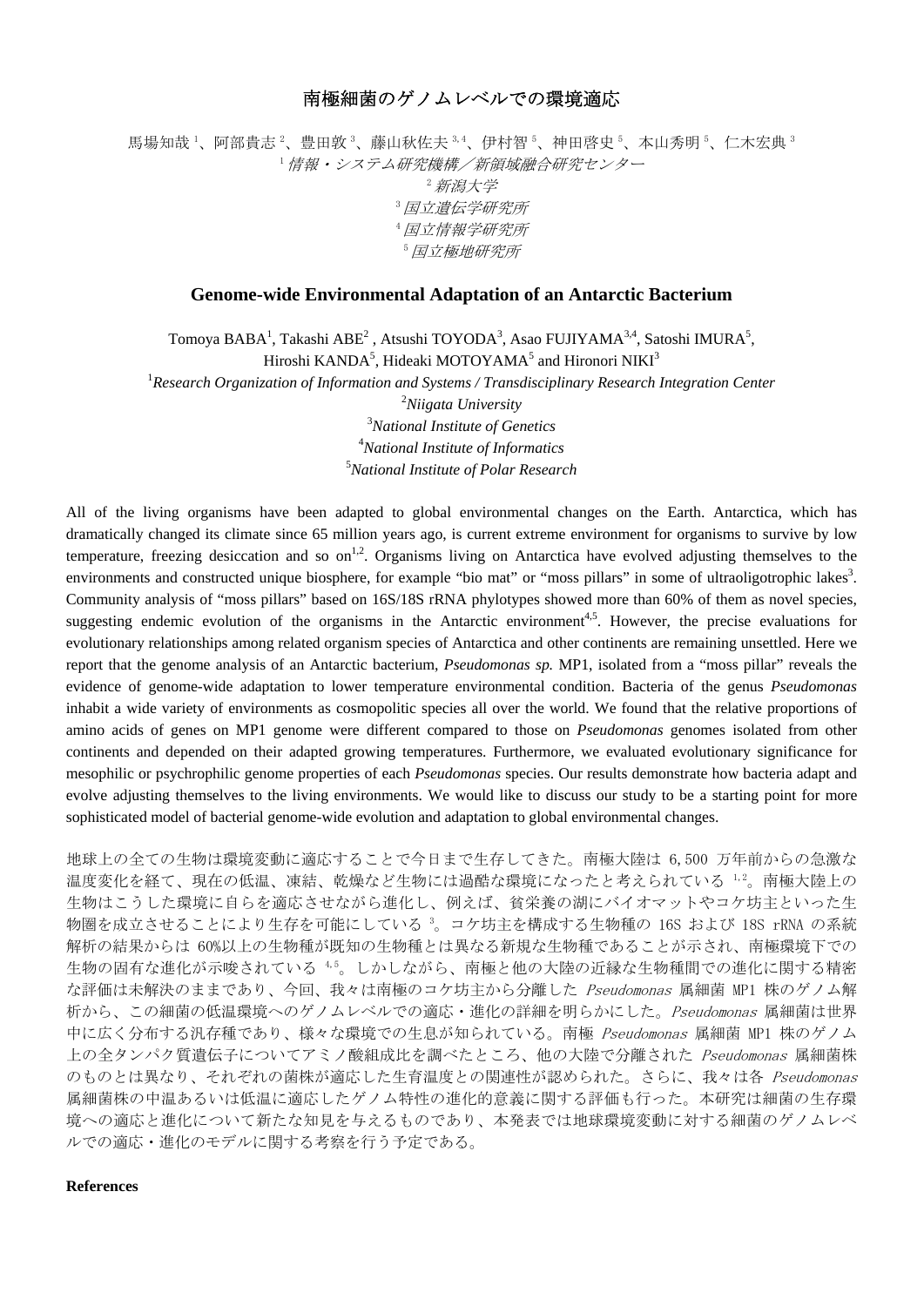# 南極細菌のゲノムレベルでの環境適応

馬場知哉[1]、阿部貴志[2]、豊田敦[3]、藤山秋佐夫[3,4]、伊村智[5]、神田啓史[5]、本山秀明[5]、仁木宏典[3]

[1] *情報・システム研究機構／新領域融合研究センター*

[2] *新潟大学*

[3] *国立遺伝学研究所*

[4] *国立情報学研究所*

[5] *国立極地研究所*

## Genome-wide Environmental Adaptation of an Antarctic Bacterium

Tomoya BABA[1], Takashi ABE[2], Atsushi TOYODA[3], Asao FUJIYAMA[3,4], Satoshi IMURA[5], Hiroshi KANDA[5], Hideaki MOTOYAMA[5] and Hironori NIKI[3]

[1] *Research Organization of Information and Systems / Transdisciplinary Research Integration Center*

[2] *Niigata University*

[3] *National Institute of Genetics*

[4] *National Institute of Informatics*

[5] *National Institute of Polar Research*

All of the living organisms have been adapted to global environmental changes on the Earth. Antarctica, which has dramatically changed its climate since 65 million years ago, is current extreme environment for organisms to survive by low temperature, freezing desiccation and so on[1,2]. Organisms living on Antarctica have evolved adjusting themselves to the environments and constructed unique biosphere, for example "bio mat" or "moss pillars" in some of ultraoligotrophic lakes[3]. Community analysis of "moss pillars" based on 16S/18S rRNA phylotypes showed more than 60% of them as novel species, suggesting endemic evolution of the organisms in the Antarctic environment[4,5]. However, the precise evaluations for evolutionary relationships among related organism species of Antarctica and other continents are remaining unsettled. Here we report that the genome analysis of an Antarctic bacterium, *Pseudomonas sp.* MP1, isolated from a "moss pillar" reveals the evidence of genome-wide adaptation to lower temperature environmental condition. Bacteria of the genus *Pseudomonas* inhabit a wide variety of environments as cosmopolitic species all over the world. We found that the relative proportions of amino acids of genes on MP1 genome were different compared to those on *Pseudomonas* genomes isolated from other continents and depended on their adapted growing temperatures. Furthermore, we evaluated evolutionary significance for mesophilic or psychrophilic genome properties of each *Pseudomonas* species. Our results demonstrate how bacteria adapt and evolve adjusting themselves to the living environments. We would like to discuss our study to be a starting point for more sophisticated model of bacterial genome-wide evolution and adaptation to global environmental changes.

地球上の全ての生物は環境変動に適応することで今日まで生存してきた。南極大陸は 6,500 万年前からの急激な温度変化を経て、現在の低温、凍結、乾燥など生物には過酷な環境になったと考えられている[1,2]。南極大陸上の生物はこうした環境に自らを適応させながら進化し、例えば、貧栄養の湖にバイオマットやコケ坊主といった生物圏を成立させることにより生存を可能にしている[3]。コケ坊主を構成する生物種の 16S および 18S rRNA の系統解析の結果からは 60%以上の生物種が既知の生物種とは異なる新規な生物種であることが示され、南極環境下での生物の固有な進化が示唆されている[4,5]。しかしながら、南極と他の大陸の近縁な生物種間での進化に関する精密な評価は未解決のままであり、今回、我々は南極のコケ坊主から分離した *Pseudomonas* 属細菌 MP1 株のゲノム解析から、この細菌の低温環境へのゲノムレベルでの適応・進化の詳細を明らかにした。*Pseudomonas* 属細菌は世界中に広く分布する汎存種であり、様々な環境での生息が知られている。南極 *Pseudomonas* 属細菌 MP1 株のゲノム上の全タンパク質遺伝子についてアミノ酸組成比を調べたところ、他の大陸で分離された *Pseudomonas* 属細菌株のものとは異なり、それぞれの菌株が適応した生育温度との関連性が認められた。さらに、我々は各 *Pseudomonas* 属細菌株の中温あるいは低温に適応したゲノム特性の進化的意義に関する評価も行った。本研究は細菌の生存環境への適応と進化について新たな知見を与えるものであり、本発表では地球環境変動に対する細菌のゲノムレベルでの適応・進化のモデルに関する考察を行う予定である。

**References**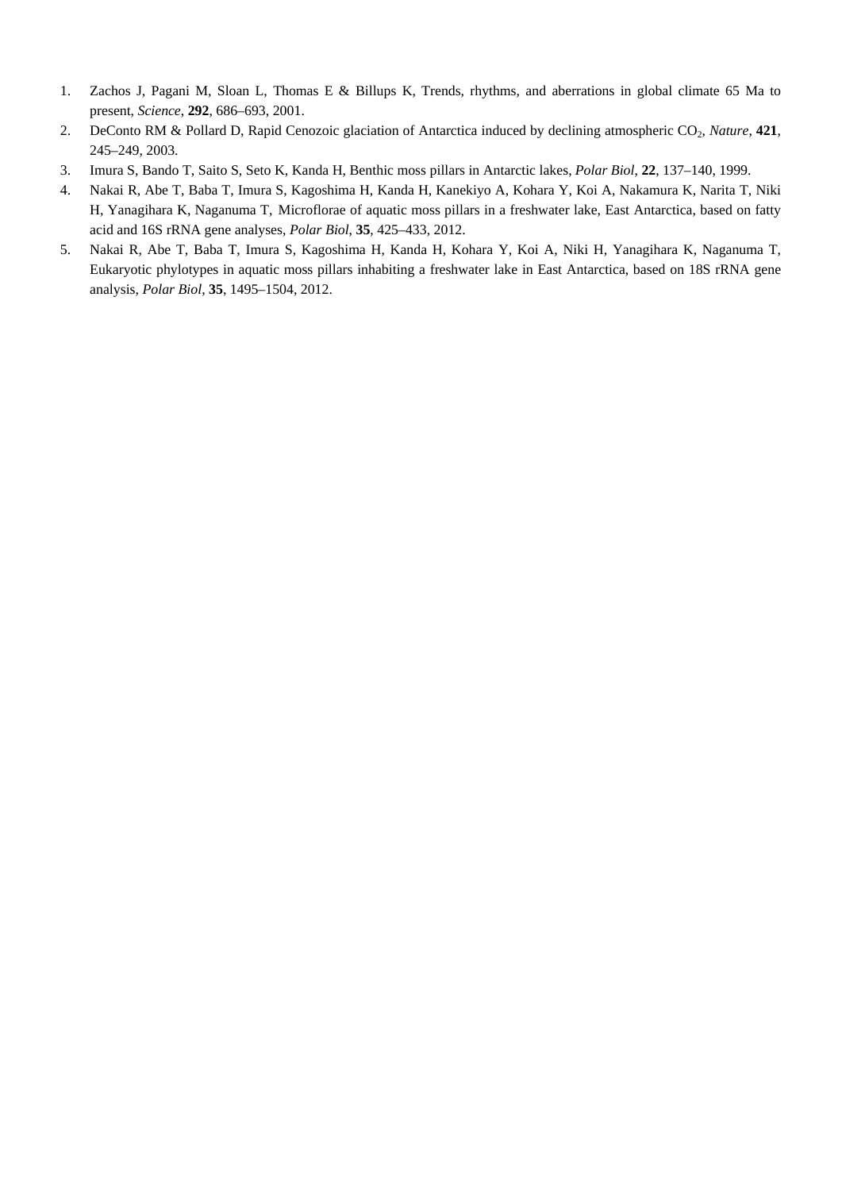1. Zachos J, Pagani M, Sloan L, Thomas E & Billups K, Trends, rhythms, and aberrations in global climate 65 Ma to present, *Science*, **292**, 686–693, 2001.
2. DeConto RM & Pollard D, Rapid Cenozoic glaciation of Antarctica induced by declining atmospheric $CO_2$, *Nature*, **421**, 245–249, 2003.
3. Imura S, Bando T, Saito S, Seto K, Kanda H, Benthic moss pillars in Antarctic lakes, *Polar Biol*, **22**, 137–140, 1999.
4. Nakai R, Abe T, Baba T, Imura S, Kagoshima H, Kanda H, Kanekiyo A, Kohara Y, Koi A, Nakamura K, Narita T, Niki H, Yanagihara K, Naganuma T, Microflorae of aquatic moss pillars in a freshwater lake, East Antarctica, based on fatty acid and 16S rRNA gene analyses, *Polar Biol*, **35**, 425–433, 2012.
5. Nakai R, Abe T, Baba T, Imura S, Kagoshima H, Kanda H, Kohara Y, Koi A, Niki H, Yanagihara K, Naganuma T, Eukaryotic phylotypes in aquatic moss pillars inhabiting a freshwater lake in East Antarctica, based on 18S rRNA gene analysis, *Polar Biol*, **35**, 1495–1504, 2012.